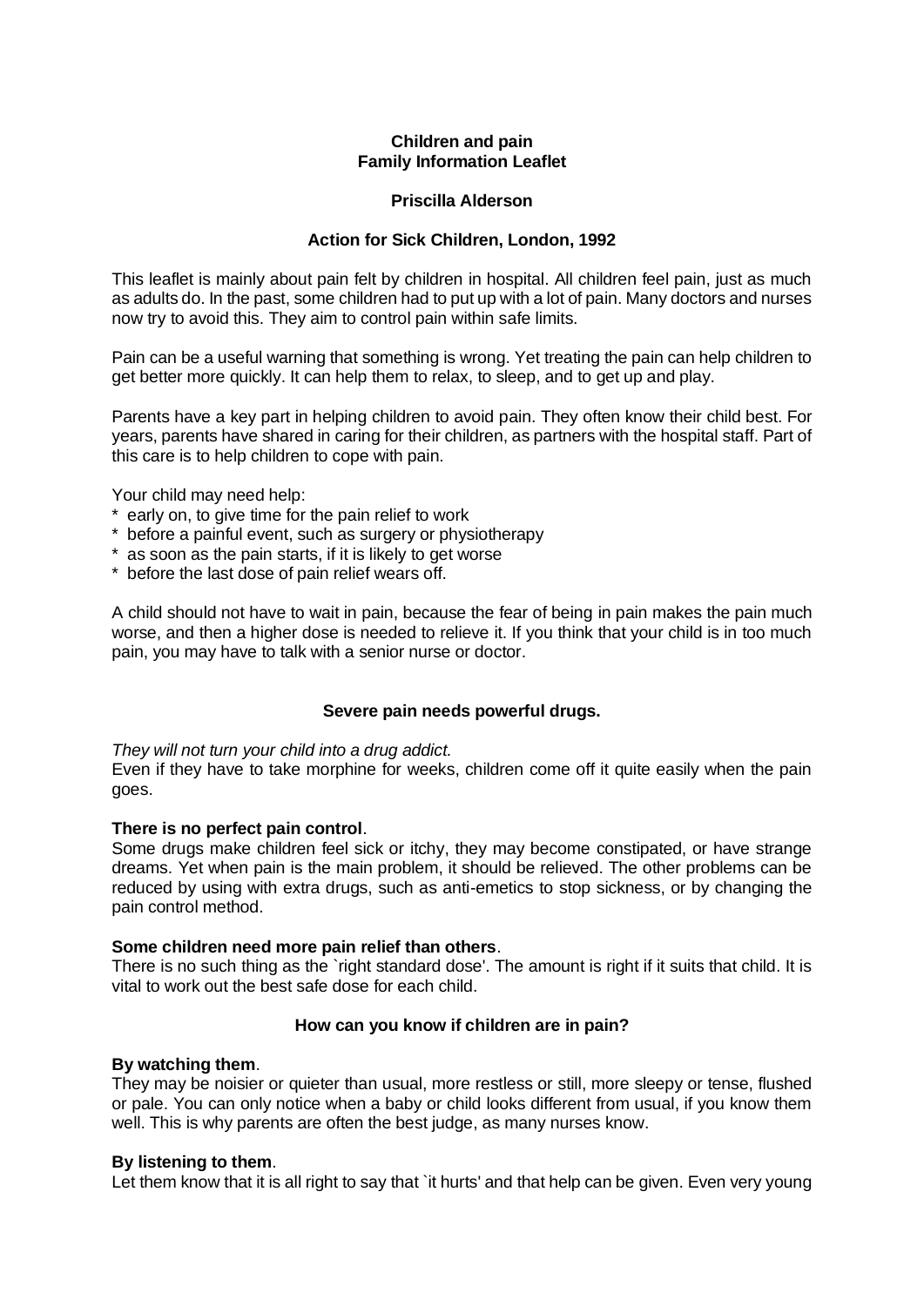# Children and pain
## Family Information Leaflet

**Priscilla Alderson**

**Action for Sick Children, London, 1992**

This leaflet is mainly about pain felt by children in hospital. All children feel pain, just as much as adults do. In the past, some children had to put up with a lot of pain. Many doctors and nurses now try to avoid this. They aim to control pain within safe limits.

Pain can be a useful warning that something is wrong. Yet treating the pain can help children to get better more quickly. It can help them to relax, to sleep, and to get up and play.

Parents have a key part in helping children to avoid pain. They often know their child best. For years, parents have shared in caring for their children, as partners with the hospital staff. Part of this care is to help children to cope with pain.

Your child may need help:

* early on, to give time for the pain relief to work
* before a painful event, such as surgery or physiotherapy
* as soon as the pain starts, if it is likely to get worse
* before the last dose of pain relief wears off.

A child should not have to wait in pain, because the fear of being in pain makes the pain much worse, and then a higher dose is needed to relieve it. If you think that your child is in too much pain, you may have to talk with a senior nurse or doctor.

### Severe pain needs powerful drugs.

*They will not turn your child into a drug addict.*
Even if they have to take morphine for weeks, children come off it quite easily when the pain goes.

**There is no perfect pain control**.
Some drugs make children feel sick or itchy, they may become constipated, or have strange dreams. Yet when pain is the main problem, it should be relieved. The other problems can be reduced by using with extra drugs, such as anti-emetics to stop sickness, or by changing the pain control method.

**Some children need more pain relief than others**.
There is no such thing as the `right standard dose'. The amount is right if it suits that child. It is vital to work out the best safe dose for each child.

### How can you know if children are in pain?

**By watching them**.
They may be noisier or quieter than usual, more restless or still, more sleepy or tense, flushed or pale. You can only notice when a baby or child looks different from usual, if you know them well. This is why parents are often the best judge, as many nurses know.

**By listening to them**.
Let them know that it is all right to say that `it hurts' and that help can be given. Even very young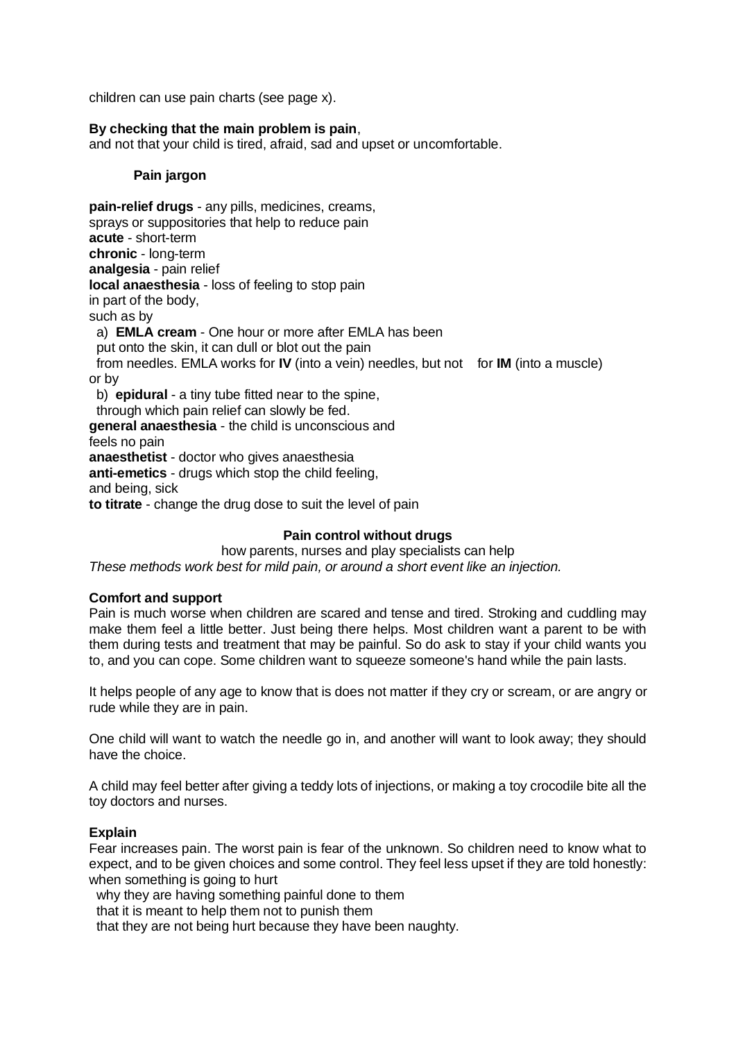children can use pain charts (see page x).

**By checking that the main problem is pain**,
and not that your child is tired, afraid, sad and upset or uncomfortable.

### Pain jargon

**pain-relief drugs** - any pills, medicines, creams, sprays or suppositories that help to reduce pain
**acute** - short-term
**chronic** - long-term
**analgesia** - pain relief
**local anaesthesia** - loss of feeling to stop pain in part of the body, such as by

a) **EMLA cream** - One hour or more after EMLA has been put onto the skin, it can dull or blot out the pain from needles. EMLA works for **IV** (into a vein) needles, but not for **IM** (into a muscle)

or by

b) **epidural** - a tiny tube fitted near to the spine, through which pain relief can slowly be fed.

**general anaesthesia** - the child is unconscious and feels no pain
**anaesthetist** - doctor who gives anaesthesia
**anti-emetics** - drugs which stop the child feeling, and being, sick
**to titrate** - change the drug dose to suit the level of pain

### Pain control without drugs

how parents, nurses and play specialists can help

*These methods work best for mild pain, or around a short event like an injection.*

**Comfort and support**

Pain is much worse when children are scared and tense and tired. Stroking and cuddling may make them feel a little better. Just being there helps. Most children want a parent to be with them during tests and treatment that may be painful. So do ask to stay if your child wants you to, and you can cope. Some children want to squeeze someone's hand while the pain lasts.

It helps people of any age to know that is does not matter if they cry or scream, or are angry or rude while they are in pain.

One child will want to watch the needle go in, and another will want to look away; they should have the choice.

A child may feel better after giving a teddy lots of injections, or making a toy crocodile bite all the toy doctors and nurses.

**Explain**

Fear increases pain. The worst pain is fear of the unknown. So children need to know what to expect, and to be given choices and some control. They feel less upset if they are told honestly:

- when something is going to hurt
- why they are having something painful done to them
- that it is meant to help them not to punish them
- that they are not being hurt because they have been naughty.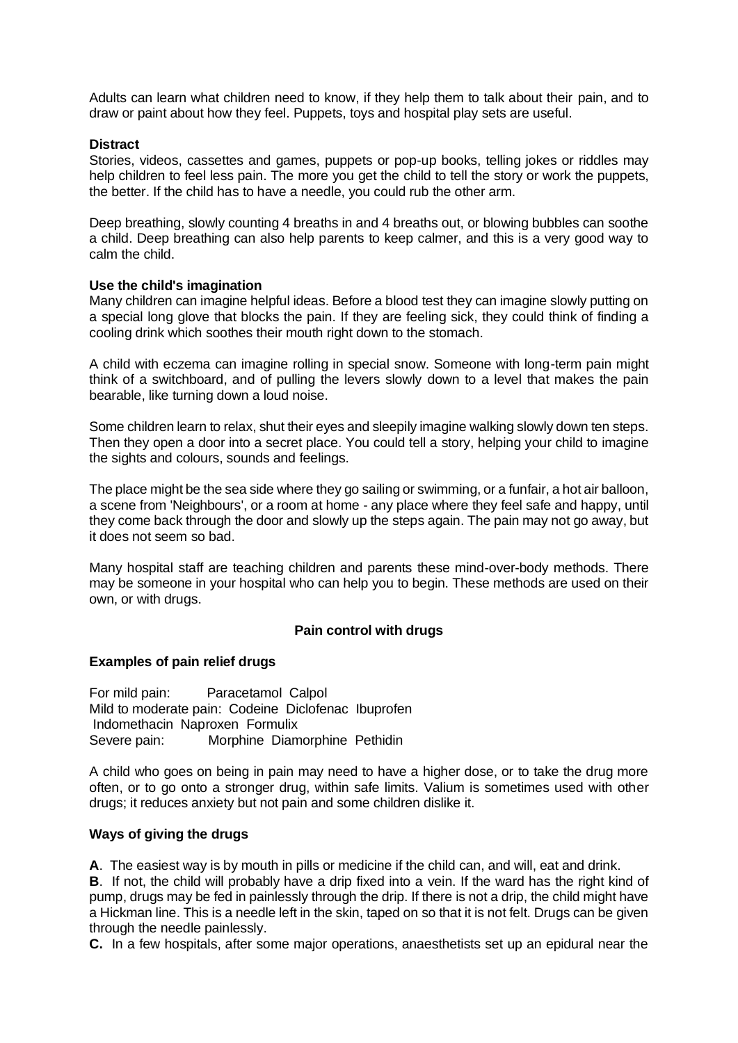Adults can learn what children need to know, if they help them to talk about their pain, and to draw or paint about how they feel. Puppets, toys and hospital play sets are useful.

**Distract**

Stories, videos, cassettes and games, puppets or pop-up books, telling jokes or riddles may help children to feel less pain. The more you get the child to tell the story or work the puppets, the better. If the child has to have a needle, you could rub the other arm.

Deep breathing, slowly counting 4 breaths in and 4 breaths out, or blowing bubbles can soothe a child. Deep breathing can also help parents to keep calmer, and this is a very good way to calm the child.

**Use the child's imagination**

Many children can imagine helpful ideas. Before a blood test they can imagine slowly putting on a special long glove that blocks the pain. If they are feeling sick, they could think of finding a cooling drink which soothes their mouth right down to the stomach.

A child with eczema can imagine rolling in special snow. Someone with long-term pain might think of a switchboard, and of pulling the levers slowly down to a level that makes the pain bearable, like turning down a loud noise.

Some children learn to relax, shut their eyes and sleepily imagine walking slowly down ten steps. Then they open a door into a secret place. You could tell a story, helping your child to imagine the sights and colours, sounds and feelings.

The place might be the sea side where they go sailing or swimming, or a funfair, a hot air balloon, a scene from 'Neighbours', or a room at home - any place where they feel safe and happy, until they come back through the door and slowly up the steps again. The pain may not go away, but it does not seem so bad.

Many hospital staff are teaching children and parents these mind-over-body methods. There may be someone in your hospital who can help you to begin. These methods are used on their own, or with drugs.

## Pain control with drugs

**Examples of pain relief drugs**

For mild pain: Paracetamol Calpol
Mild to moderate pain: Codeine Diclofenac Ibuprofen
Indomethacin Naproxen Formulix
Severe pain: Morphine Diamorphine Pethidin

A child who goes on being in pain may need to have a higher dose, or to take the drug more often, or to go onto a stronger drug, within safe limits. Valium is sometimes used with other drugs; it reduces anxiety but not pain and some children dislike it.

**Ways of giving the drugs**

**A**. The easiest way is by mouth in pills or medicine if the child can, and will, eat and drink.

**B**. If not, the child will probably have a drip fixed into a vein. If the ward has the right kind of pump, drugs may be fed in painlessly through the drip. If there is not a drip, the child might have a Hickman line. This is a needle left in the skin, taped on so that it is not felt. Drugs can be given through the needle painlessly.

**C.** In a few hospitals, after some major operations, anaesthetists set up an epidural near the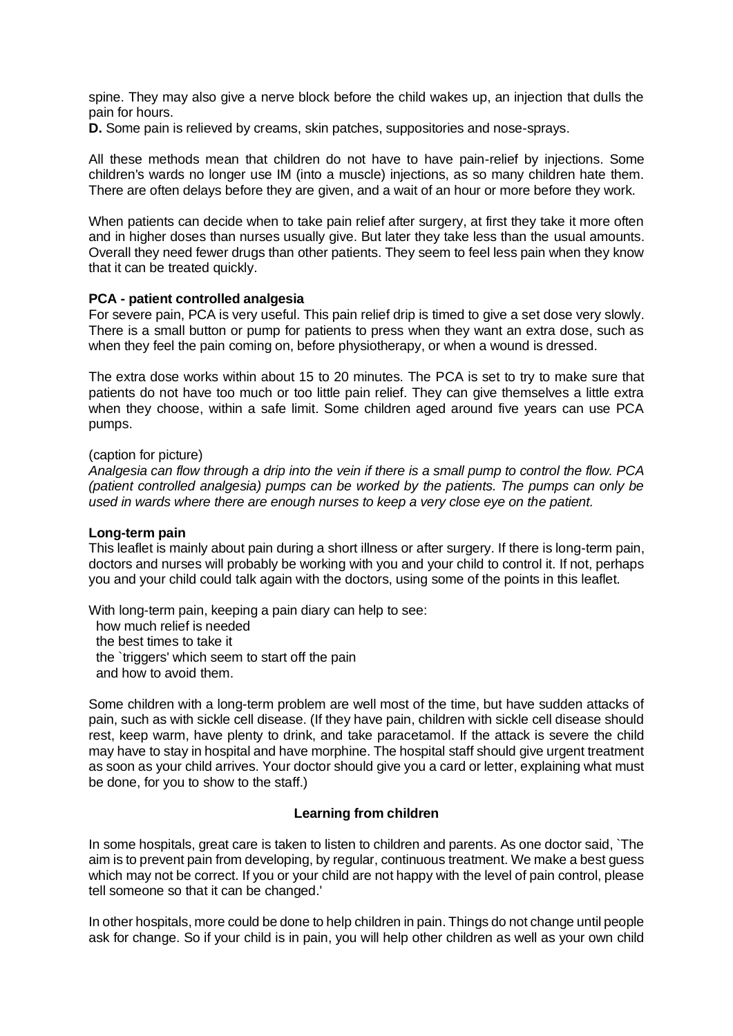spine. They may also give a nerve block before the child wakes up, an injection that dulls the pain for hours.

**D.** Some pain is relieved by creams, skin patches, suppositories and nose-sprays.

All these methods mean that children do not have to have pain-relief by injections. Some children's wards no longer use IM (into a muscle) injections, as so many children hate them. There are often delays before they are given, and a wait of an hour or more before they work.

When patients can decide when to take pain relief after surgery, at first they take it more often and in higher doses than nurses usually give. But later they take less than the usual amounts. Overall they need fewer drugs than other patients. They seem to feel less pain when they know that it can be treated quickly.

**PCA - patient controlled analgesia**

For severe pain, PCA is very useful. This pain relief drip is timed to give a set dose very slowly. There is a small button or pump for patients to press when they want an extra dose, such as when they feel the pain coming on, before physiotherapy, or when a wound is dressed.

The extra dose works within about 15 to 20 minutes. The PCA is set to try to make sure that patients do not have too much or too little pain relief. They can give themselves a little extra when they choose, within a safe limit. Some children aged around five years can use PCA pumps.

(caption for picture)

*Analgesia can flow through a drip into the vein if there is a small pump to control the flow. PCA (patient controlled analgesia) pumps can be worked by the patients. The pumps can only be used in wards where there are enough nurses to keep a very close eye on the patient.*

**Long-term pain**

This leaflet is mainly about pain during a short illness or after surgery. If there is long-term pain, doctors and nurses will probably be working with you and your child to control it. If not, perhaps you and your child could talk again with the doctors, using some of the points in this leaflet.

With long-term pain, keeping a pain diary can help to see:

- how much relief is needed
- the best times to take it
- the `triggers' which seem to start off the pain
- and how to avoid them.

Some children with a long-term problem are well most of the time, but have sudden attacks of pain, such as with sickle cell disease. (If they have pain, children with sickle cell disease should rest, keep warm, have plenty to drink, and take paracetamol. If the attack is severe the child may have to stay in hospital and have morphine. The hospital staff should give urgent treatment as soon as your child arrives. Your doctor should give you a card or letter, explaining what must be done, for you to show to the staff.)

## Learning from children

In some hospitals, great care is taken to listen to children and parents. As one doctor said, `The aim is to prevent pain from developing, by regular, continuous treatment. We make a best guess which may not be correct. If you or your child are not happy with the level of pain control, please tell someone so that it can be changed.'

In other hospitals, more could be done to help children in pain. Things do not change until people ask for change. So if your child is in pain, you will help other children as well as your own child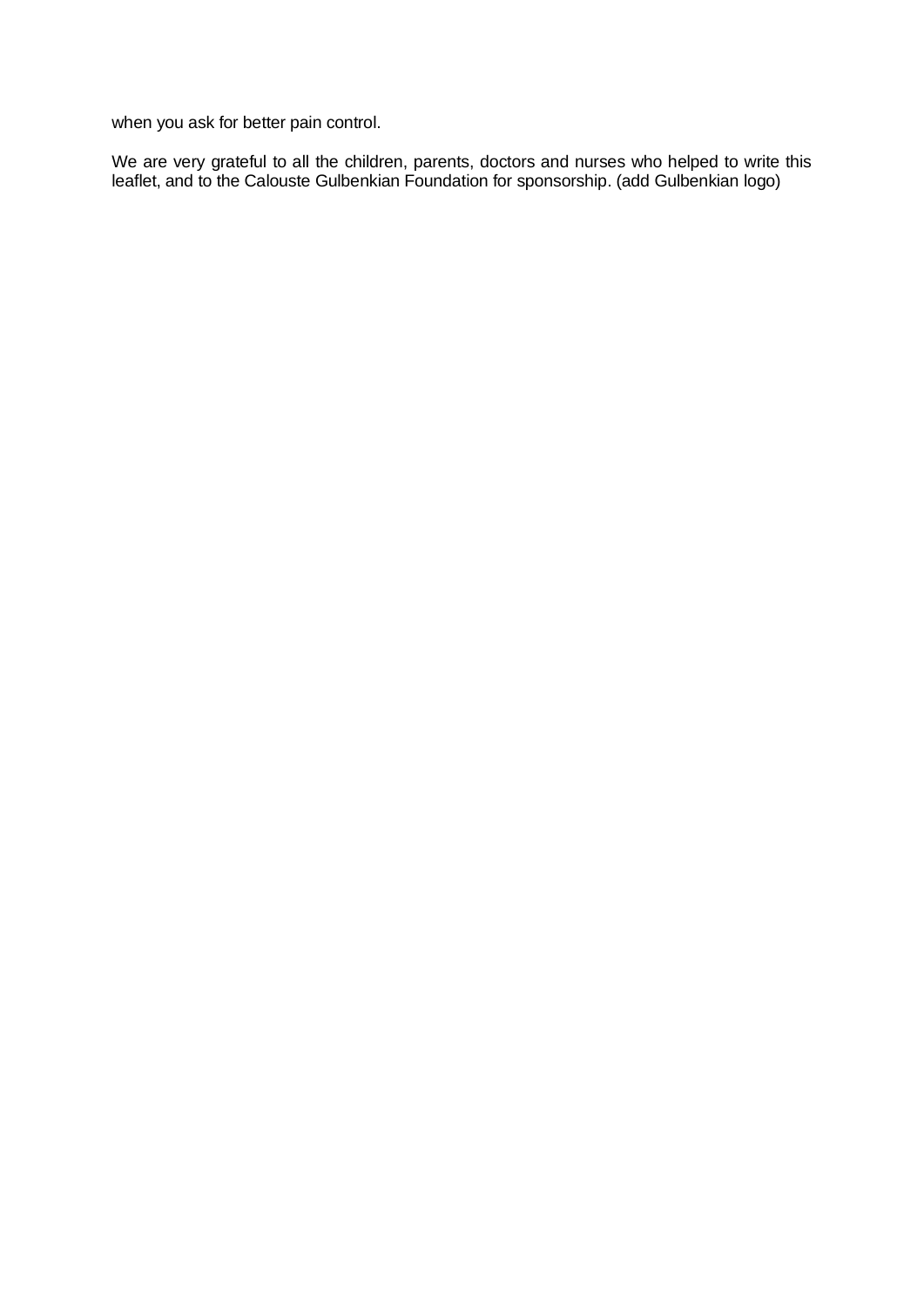when you ask for better pain control.

We are very grateful to all the children, parents, doctors and nurses who helped to write this leaflet, and to the Calouste Gulbenkian Foundation for sponsorship. (add Gulbenkian logo)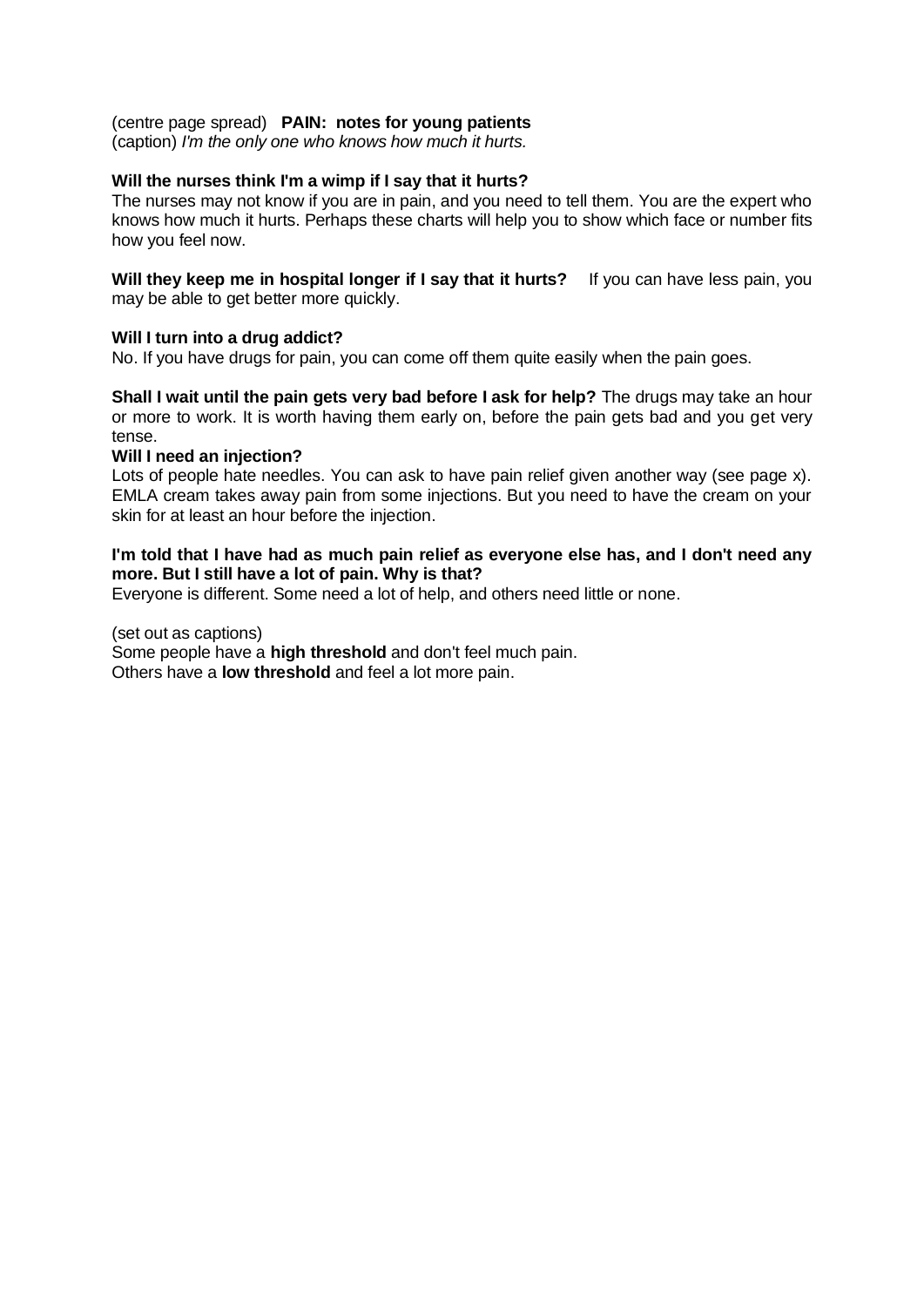(centre page spread) **PAIN: notes for young patients**
(caption) *I'm the only one who knows how much it hurts.*

**Will the nurses think I'm a wimp if I say that it hurts?**
The nurses may not know if you are in pain, and you need to tell them. You are the expert who knows how much it hurts. Perhaps these charts will help you to show which face or number fits how you feel now.

**Will they keep me in hospital longer if I say that it hurts?** If you can have less pain, you may be able to get better more quickly.

**Will I turn into a drug addict?**
No. If you have drugs for pain, you can come off them quite easily when the pain goes.

**Shall I wait until the pain gets very bad before I ask for help?** The drugs may take an hour or more to work. It is worth having them early on, before the pain gets bad and you get very tense.

**Will I need an injection?**
Lots of people hate needles. You can ask to have pain relief given another way (see page x). EMLA cream takes away pain from some injections. But you need to have the cream on your skin for at least an hour before the injection.

**I'm told that I have had as much pain relief as everyone else has, and I don't need any more. But I still have a lot of pain. Why is that?**
Everyone is different. Some need a lot of help, and others need little or none.

(set out as captions)
Some people have a **high threshold** and don't feel much pain.
Others have a **low threshold** and feel a lot more pain.